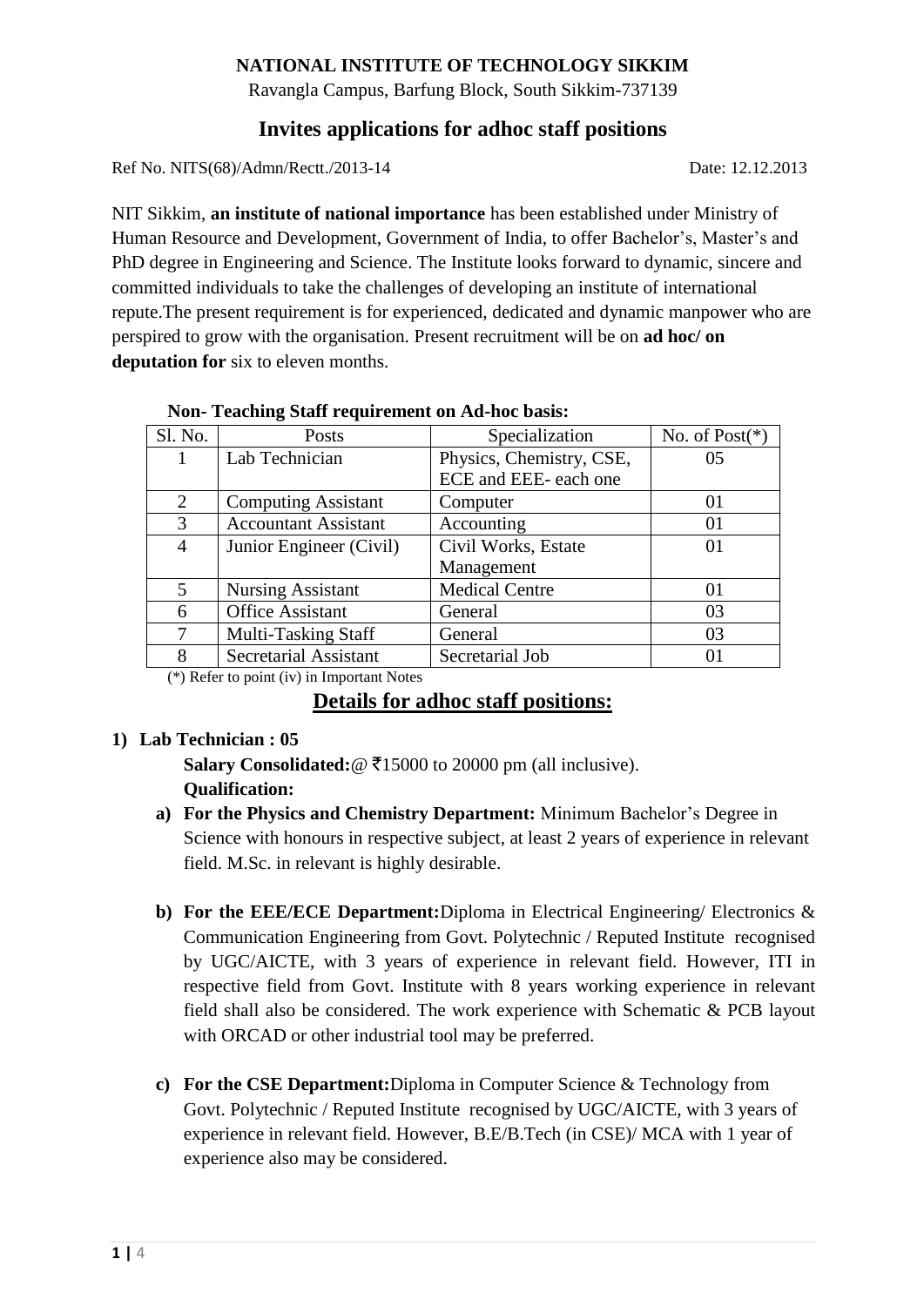**NATIONAL INSTITUTE OF TECHNOLOGY SIKKIM**

Ravangla Campus, Barfung Block, South Sikkim-737139

# Invites applications for adhoc staff positions

Ref No. NITS(68)/Admn/Rectt./2013-14 Date: 12.12.2013

NIT Sikkim, **an institute of national importance** has been established under Ministry of Human Resource and Development, Government of India, to offer Bachelor's, Master's and PhD degree in Engineering and Science. The Institute looks forward to dynamic, sincere and committed individuals to take the challenges of developing an institute of international repute.The present requirement is for experienced, dedicated and dynamic manpower who are perspired to grow with the organisation. Present recruitment will be on **ad hoc/ on deputation for** six to eleven months.

**Non- Teaching Staff requirement on Ad-hoc basis:**

| Sl. No. | Posts | Specialization | No. of Post(*) |
|---|---|---|---|
| 1 | Lab Technician | Physics, Chemistry, CSE, ECE and EEE- each one | 05 |
| 2 | Computing Assistant | Computer | 01 |
| 3 | Accountant Assistant | Accounting | 01 |
| 4 | Junior Engineer (Civil) | Civil Works, Estate Management | 01 |
| 5 | Nursing Assistant | Medical Centre | 01 |
| 6 | Office Assistant | General | 03 |
| 7 | Multi-Tasking Staff | General | 03 |
| 8 | Secretarial Assistant | Secretarial Job | 01 |

(*) Refer to point (iv) in Important Notes

## Details for adhoc staff positions:

**1) Lab Technician : 05**

**Salary Consolidated:**@ ₹15000 to 20000 pm (all inclusive).

**Qualification:**

a) **For the Physics and Chemistry Department:** Minimum Bachelor's Degree in Science with honours in respective subject, at least 2 years of experience in relevant field. M.Sc. in relevant is highly desirable.

b) **For the EEE/ECE Department:**Diploma in Electrical Engineering/ Electronics & Communication Engineering from Govt. Polytechnic / Reputed Institute recognised by UGC/AICTE, with 3 years of experience in relevant field. However, ITI in respective field from Govt. Institute with 8 years working experience in relevant field shall also be considered. The work experience with Schematic & PCB layout with ORCAD or other industrial tool may be preferred.

c) **For the CSE Department:**Diploma in Computer Science & Technology from Govt. Polytechnic / Reputed Institute recognised by UGC/AICTE, with 3 years of experience in relevant field. However, B.E/B.Tech (in CSE)/ MCA with 1 year of experience also may be considered.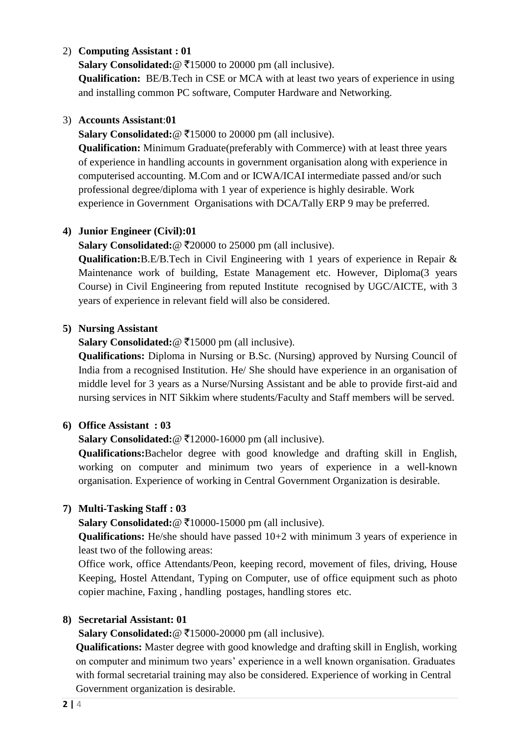2) **Computing Assistant : 01**

   **Salary Consolidated:**@ ₹15000 to 20000 pm (all inclusive).

   **Qualification:** BE/B.Tech in CSE or MCA with at least two years of experience in using and installing common PC software, Computer Hardware and Networking.

3) **Accounts Assistant**:**01**

   **Salary Consolidated:**@ ₹15000 to 20000 pm (all inclusive).

   **Qualification:** Minimum Graduate(preferably with Commerce) with at least three years of experience in handling accounts in government organisation along with experience in computerised accounting. M.Com and or ICWA/ICAI intermediate passed and/or such professional degree/diploma with 1 year of experience is highly desirable. Work experience in Government Organisations with DCA/Tally ERP 9 may be preferred.

4) **Junior Engineer (Civil):01**

   **Salary Consolidated:**@ ₹20000 to 25000 pm (all inclusive).

   **Qualification:**B.E/B.Tech in Civil Engineering with 1 years of experience in Repair & Maintenance work of building, Estate Management etc. However, Diploma(3 years Course) in Civil Engineering from reputed Institute recognised by UGC/AICTE, with 3 years of experience in relevant field will also be considered.

5) **Nursing Assistant**

   **Salary Consolidated:**@ ₹15000 pm (all inclusive).

   **Qualifications:** Diploma in Nursing or B.Sc. (Nursing) approved by Nursing Council of India from a recognised Institution. He/ She should have experience in an organisation of middle level for 3 years as a Nurse/Nursing Assistant and be able to provide first-aid and nursing services in NIT Sikkim where students/Faculty and Staff members will be served.

6) **Office Assistant : 03**

   **Salary Consolidated:**@ ₹12000-16000 pm (all inclusive).

   **Qualifications:**Bachelor degree with good knowledge and drafting skill in English, working on computer and minimum two years of experience in a well-known organisation. Experience of working in Central Government Organization is desirable.

7) **Multi-Tasking Staff : 03**

   **Salary Consolidated:**@ ₹10000-15000 pm (all inclusive).

   **Qualifications:** He/she should have passed 10+2 with minimum 3 years of experience in least two of the following areas:

   Office work, office Attendants/Peon, keeping record, movement of files, driving, House Keeping, Hostel Attendant, Typing on Computer, use of office equipment such as photo copier machine, Faxing , handling postages, handling stores etc.

8) **Secretarial Assistant: 01**

   **Salary Consolidated:**@ ₹15000-20000 pm (all inclusive).

   **Qualifications:** Master degree with good knowledge and drafting skill in English, working on computer and minimum two years' experience in a well known organisation. Graduates with formal secretarial training may also be considered. Experience of working in Central Government organization is desirable.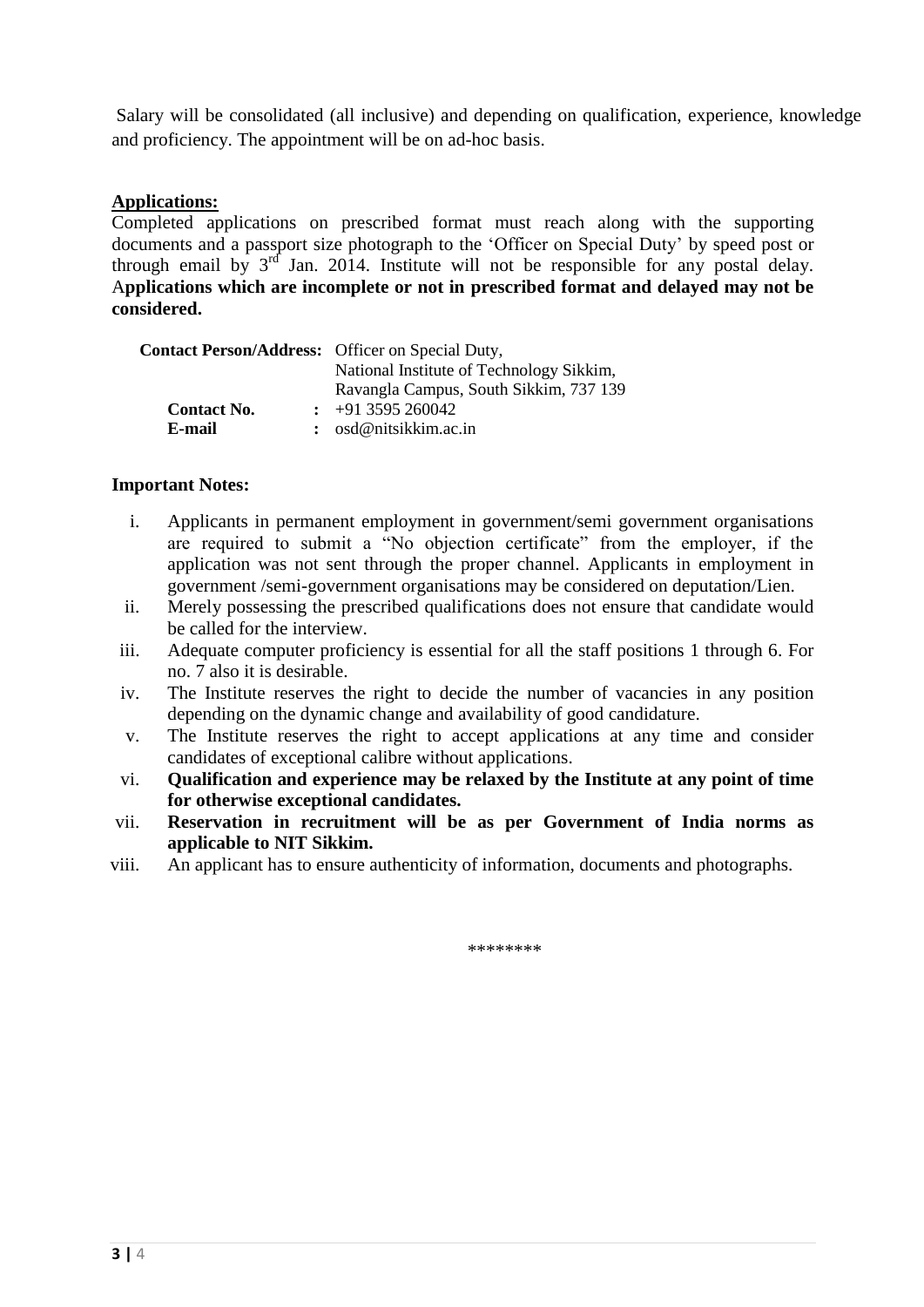Salary will be consolidated (all inclusive) and depending on qualification, experience, knowledge and proficiency. The appointment will be on ad-hoc basis.

**Applications:**

Completed applications on prescribed format must reach along with the supporting documents and a passport size photograph to the 'Officer on Special Duty' by speed post or through email by 3rd Jan. 2014. Institute will not be responsible for any postal delay. **Applications which are incomplete or not in prescribed format and delayed may not be considered.**

| | | |
|---|---|---|
| **Contact Person/Address:** | | Officer on Special Duty, National Institute of Technology Sikkim, Ravangla Campus, South Sikkim, 737 139 |
| **Contact No.** | **:** | +91 3595 260042 |
| **E-mail** | **:** | osd@nitsikkim.ac.in |

**Important Notes:**

i. Applicants in permanent employment in government/semi government organisations are required to submit a "No objection certificate" from the employer, if the application was not sent through the proper channel. Applicants in employment in government /semi-government organisations may be considered on deputation/Lien.

ii. Merely possessing the prescribed qualifications does not ensure that candidate would be called for the interview.

iii. Adequate computer proficiency is essential for all the staff positions 1 through 6. For no. 7 also it is desirable.

iv. The Institute reserves the right to decide the number of vacancies in any position depending on the dynamic change and availability of good candidature.

v. The Institute reserves the right to accept applications at any time and consider candidates of exceptional calibre without applications.

vi. **Qualification and experience may be relaxed by the Institute at any point of time for otherwise exceptional candidates.**

vii. **Reservation in recruitment will be as per Government of India norms as applicable to NIT Sikkim.**

viii. An applicant has to ensure authenticity of information, documents and photographs.

********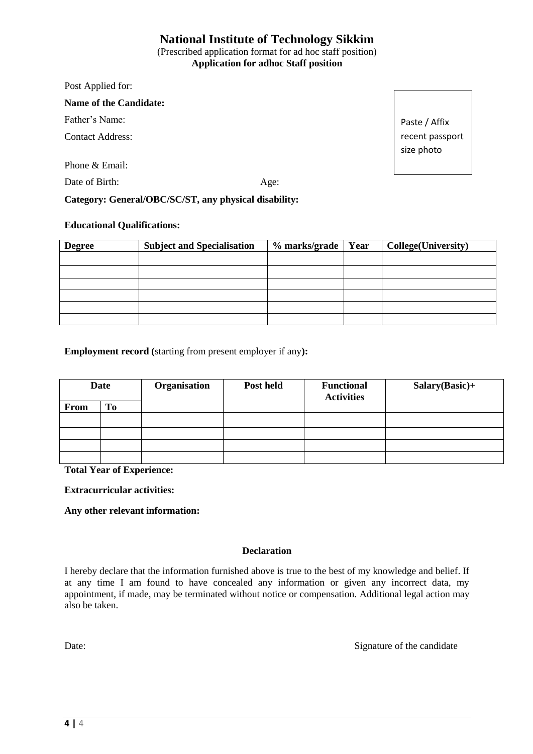# National Institute of Technology Sikkim

(Prescribed application format for ad hoc staff position)

**Application for adhoc Staff position**

Post Applied for:

**Name of the Candidate:**

Father's Name:

Contact Address:

Phone & Email:

Date of Birth: Age:

Paste / Affix recent passport size photo

**Category: General/OBC/SC/ST, any physical disability:**

**Educational Qualifications:**

| Degree | Subject and Specialisation | % marks/grade | Year | College(University) |
|---|---|---|---|---|
| | | | | |
| | | | | |
| | | | | |
| | | | | |
| | | | | |
| | | | | |

**Employment record (**starting from present employer if any**):**

| Date | | Organisation | Post held | Functional Activities | Salary(Basic)+ |
|---|---|---|---|---|---|
| From | To | | | | |
| | | | | | |
| | | | | | |
| | | | | | |
| | | | | | |

**Total Year of Experience:**

**Extracurricular activities:**

**Any other relevant information:**

**Declaration**

I hereby declare that the information furnished above is true to the best of my knowledge and belief. If at any time I am found to have concealed any information or given any incorrect data, my appointment, if made, may be terminated without notice or compensation. Additional legal action may also be taken.

Date: Signature of the candidate